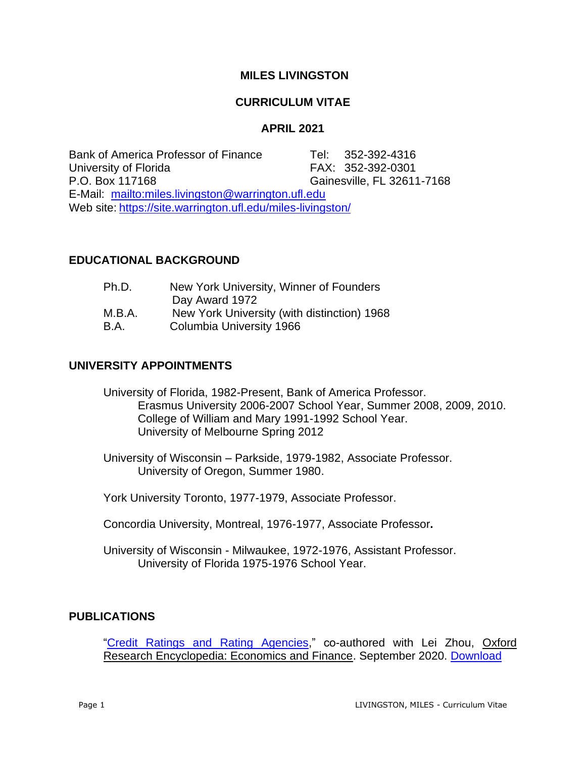# MILES LIVINGSTON

## CURRICULUM VITAE

## APRIL 2021

Bank of America Professor of Finance
University of Florida
P.O. Box 117168
Gainesville, FL 32611-7168
Tel: 352-392-4316
FAX: 352-392-0301
E-Mail: mailto:miles.livingston@warrington.ufl.edu
Web site: https://site.warrington.ufl.edu/miles-livingston/

## EDUCATIONAL BACKGROUND

- Ph.D. New York University, Winner of Founders Day Award 1972
- M.B.A. New York University (with distinction) 1968
- B.A. Columbia University 1966

## UNIVERSITY APPOINTMENTS

University of Florida, 1982-Present, Bank of America Professor.
- Erasmus University 2006-2007 School Year, Summer 2008, 2009, 2010.
- College of William and Mary 1991-1992 School Year.
- University of Melbourne Spring 2012

University of Wisconsin – Parkside, 1979-1982, Associate Professor.
- University of Oregon, Summer 1980.

York University Toronto, 1977-1979, Associate Professor.

Concordia University, Montreal, 1976-1977, Associate Professor**.**

University of Wisconsin - Milwaukee, 1972-1976, Assistant Professor.
- University of Florida 1975-1976 School Year.

## PUBLICATIONS

"Credit Ratings and Rating Agencies," co-authored with Lei Zhou, Oxford Research Encyclopedia: Economics and Finance. September 2020. Download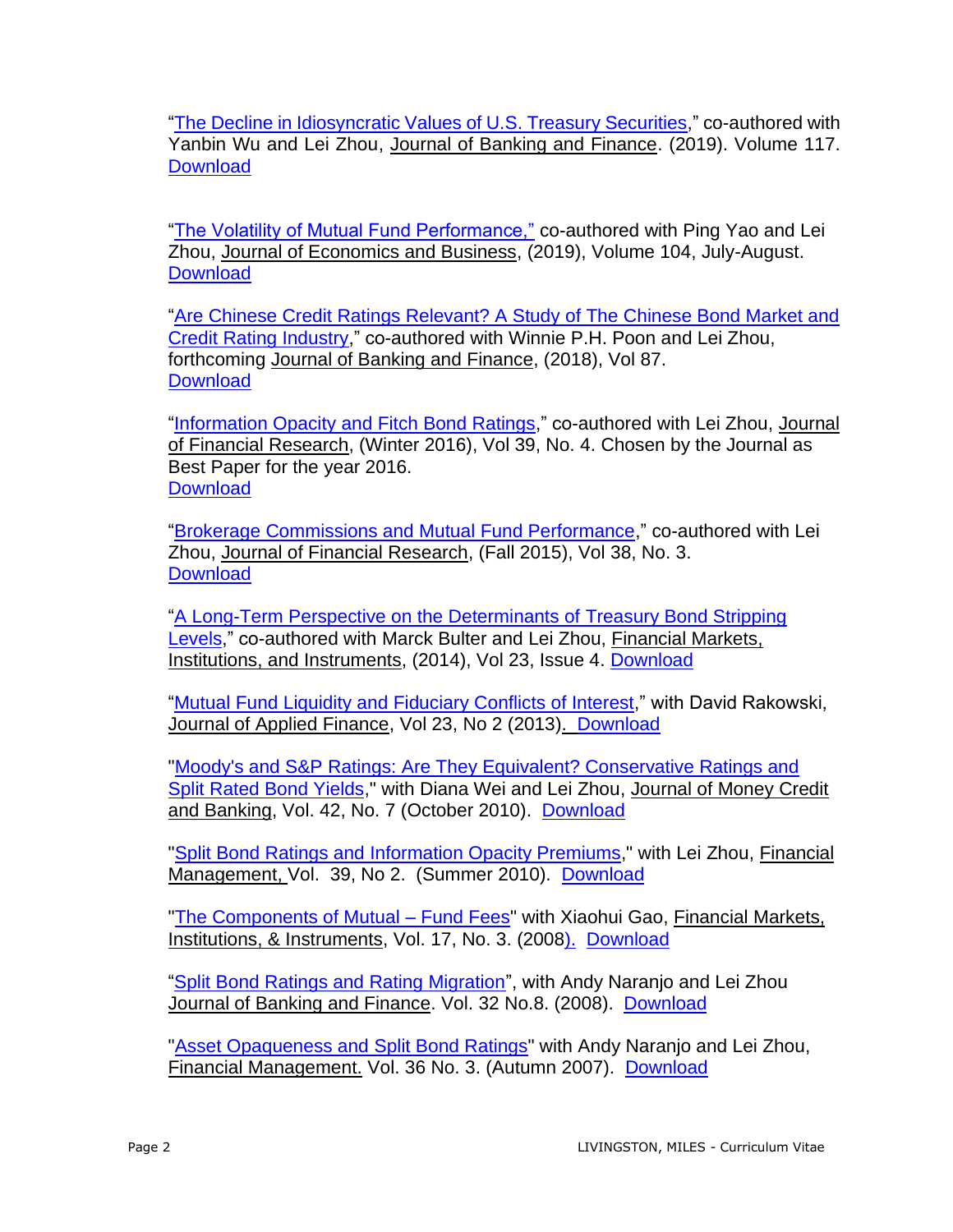"The Decline in Idiosyncratic Values of U.S. Treasury Securities," co-authored with Yanbin Wu and Lei Zhou, Journal of Banking and Finance. (2019). Volume 117. Download

"The Volatility of Mutual Fund Performance," co-authored with Ping Yao and Lei Zhou, Journal of Economics and Business, (2019), Volume 104, July-August. Download

"Are Chinese Credit Ratings Relevant? A Study of The Chinese Bond Market and Credit Rating Industry," co-authored with Winnie P.H. Poon and Lei Zhou, forthcoming Journal of Banking and Finance, (2018), Vol 87. Download

"Information Opacity and Fitch Bond Ratings," co-authored with Lei Zhou, Journal of Financial Research, (Winter 2016), Vol 39, No. 4. Chosen by the Journal as Best Paper for the year 2016. Download

"Brokerage Commissions and Mutual Fund Performance," co-authored with Lei Zhou, Journal of Financial Research, (Fall 2015), Vol 38, No. 3. Download

"A Long-Term Perspective on the Determinants of Treasury Bond Stripping Levels," co-authored with Marck Bulter and Lei Zhou, Financial Markets, Institutions, and Instruments, (2014), Vol 23, Issue 4. Download

"Mutual Fund Liquidity and Fiduciary Conflicts of Interest," with David Rakowski, Journal of Applied Finance, Vol 23, No 2 (2013). Download

"Moody's and S&P Ratings: Are They Equivalent? Conservative Ratings and Split Rated Bond Yields," with Diana Wei and Lei Zhou, Journal of Money Credit and Banking, Vol. 42, No. 7 (October 2010). Download

"Split Bond Ratings and Information Opacity Premiums," with Lei Zhou, Financial Management, Vol. 39, No 2. (Summer 2010). Download

"The Components of Mutual – Fund Fees" with Xiaohui Gao, Financial Markets, Institutions, & Instruments, Vol. 17, No. 3. (2008). Download

"Split Bond Ratings and Rating Migration", with Andy Naranjo and Lei Zhou Journal of Banking and Finance. Vol. 32 No.8. (2008). Download

"Asset Opaqueness and Split Bond Ratings" with Andy Naranjo and Lei Zhou, Financial Management. Vol. 36 No. 3. (Autumn 2007). Download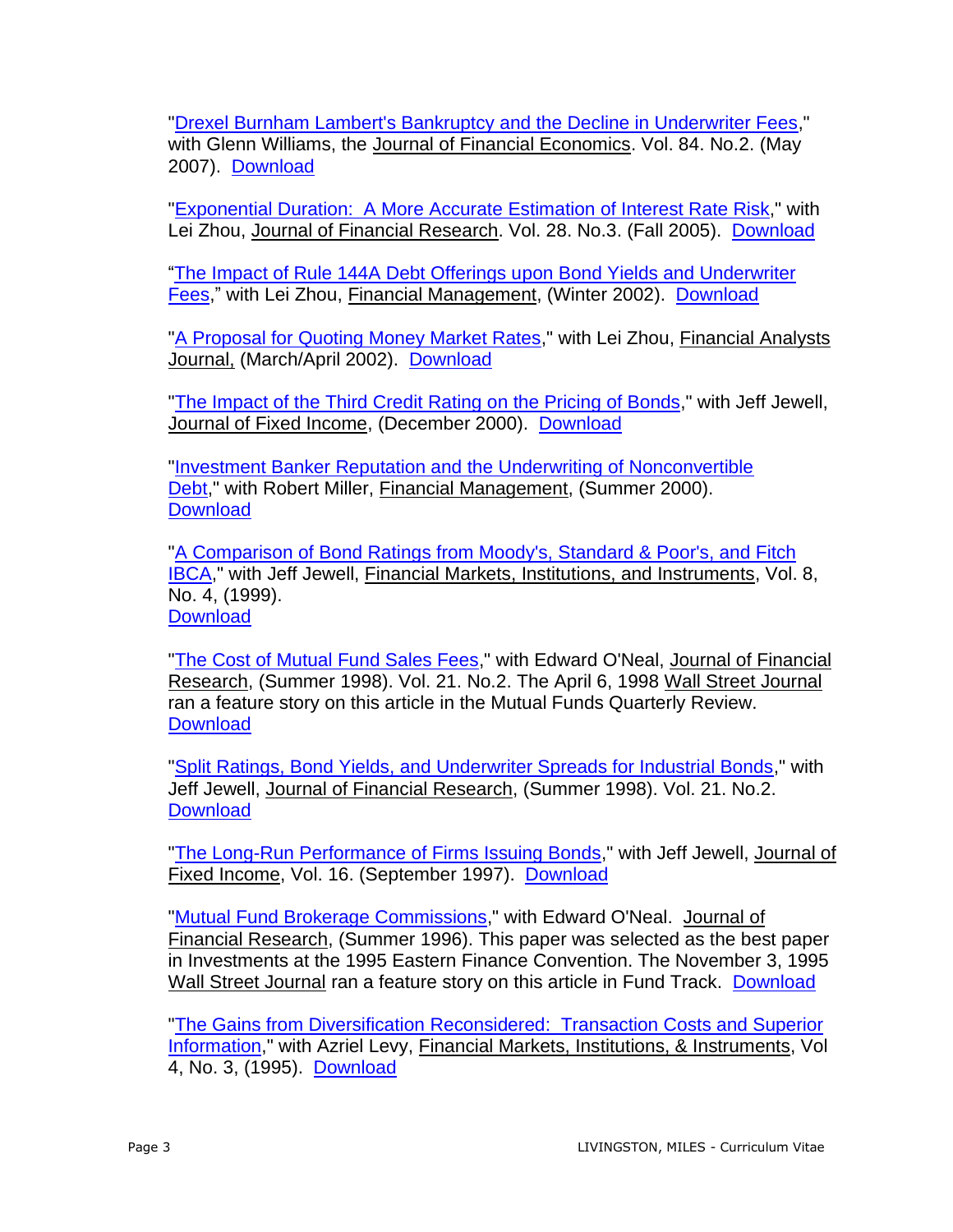"Drexel Burnham Lambert's Bankruptcy and the Decline in Underwriter Fees," with Glenn Williams, the Journal of Financial Economics. Vol. 84. No.2. (May 2007). Download

"Exponential Duration: A More Accurate Estimation of Interest Rate Risk," with Lei Zhou, Journal of Financial Research. Vol. 28. No.3. (Fall 2005). Download

"The Impact of Rule 144A Debt Offerings upon Bond Yields and Underwriter Fees," with Lei Zhou, Financial Management, (Winter 2002). Download

"A Proposal for Quoting Money Market Rates," with Lei Zhou, Financial Analysts Journal, (March/April 2002). Download

"The Impact of the Third Credit Rating on the Pricing of Bonds," with Jeff Jewell, Journal of Fixed Income, (December 2000). Download

"Investment Banker Reputation and the Underwriting of Nonconvertible Debt," with Robert Miller, Financial Management, (Summer 2000). Download

"A Comparison of Bond Ratings from Moody's, Standard & Poor's, and Fitch IBCA," with Jeff Jewell, Financial Markets, Institutions, and Instruments, Vol. 8, No. 4, (1999). Download

"The Cost of Mutual Fund Sales Fees," with Edward O'Neal, Journal of Financial Research, (Summer 1998). Vol. 21. No.2. The April 6, 1998 Wall Street Journal ran a feature story on this article in the Mutual Funds Quarterly Review. Download

"Split Ratings, Bond Yields, and Underwriter Spreads for Industrial Bonds," with Jeff Jewell, Journal of Financial Research, (Summer 1998). Vol. 21. No.2. Download

"The Long-Run Performance of Firms Issuing Bonds," with Jeff Jewell, Journal of Fixed Income, Vol. 16. (September 1997). Download

"Mutual Fund Brokerage Commissions," with Edward O'Neal. Journal of Financial Research, (Summer 1996). This paper was selected as the best paper in Investments at the 1995 Eastern Finance Convention. The November 3, 1995 Wall Street Journal ran a feature story on this article in Fund Track. Download

"The Gains from Diversification Reconsidered: Transaction Costs and Superior Information," with Azriel Levy, Financial Markets, Institutions, & Instruments, Vol 4, No. 3, (1995). Download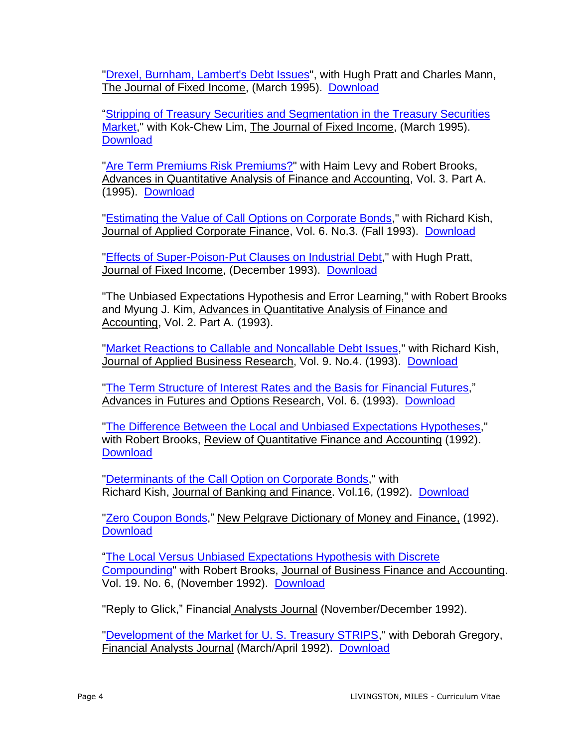"Drexel, Burnham, Lambert's Debt Issues", with Hugh Pratt and Charles Mann, The Journal of Fixed Income, (March 1995). Download

"Stripping of Treasury Securities and Segmentation in the Treasury Securities Market," with Kok-Chew Lim, The Journal of Fixed Income, (March 1995). Download

"Are Term Premiums Risk Premiums?" with Haim Levy and Robert Brooks, Advances in Quantitative Analysis of Finance and Accounting, Vol. 3. Part A. (1995). Download

"Estimating the Value of Call Options on Corporate Bonds," with Richard Kish, Journal of Applied Corporate Finance, Vol. 6. No.3. (Fall 1993). Download

"Effects of Super-Poison-Put Clauses on Industrial Debt," with Hugh Pratt, Journal of Fixed Income, (December 1993). Download

"The Unbiased Expectations Hypothesis and Error Learning," with Robert Brooks and Myung J. Kim, Advances in Quantitative Analysis of Finance and Accounting, Vol. 2. Part A. (1993).

"Market Reactions to Callable and Noncallable Debt Issues," with Richard Kish, Journal of Applied Business Research, Vol. 9. No.4. (1993). Download

"The Term Structure of Interest Rates and the Basis for Financial Futures," Advances in Futures and Options Research, Vol. 6. (1993). Download

"The Difference Between the Local and Unbiased Expectations Hypotheses," with Robert Brooks, Review of Quantitative Finance and Accounting (1992). Download

"Determinants of the Call Option on Corporate Bonds," with Richard Kish, Journal of Banking and Finance. Vol.16, (1992). Download

"Zero Coupon Bonds," New Pelgrave Dictionary of Money and Finance, (1992). Download

"The Local Versus Unbiased Expectations Hypothesis with Discrete Compounding" with Robert Brooks, Journal of Business Finance and Accounting. Vol. 19. No. 6, (November 1992). Download

"Reply to Glick," Financial Analysts Journal (November/December 1992).

"Development of the Market for U. S. Treasury STRIPS," with Deborah Gregory, Financial Analysts Journal (March/April 1992). Download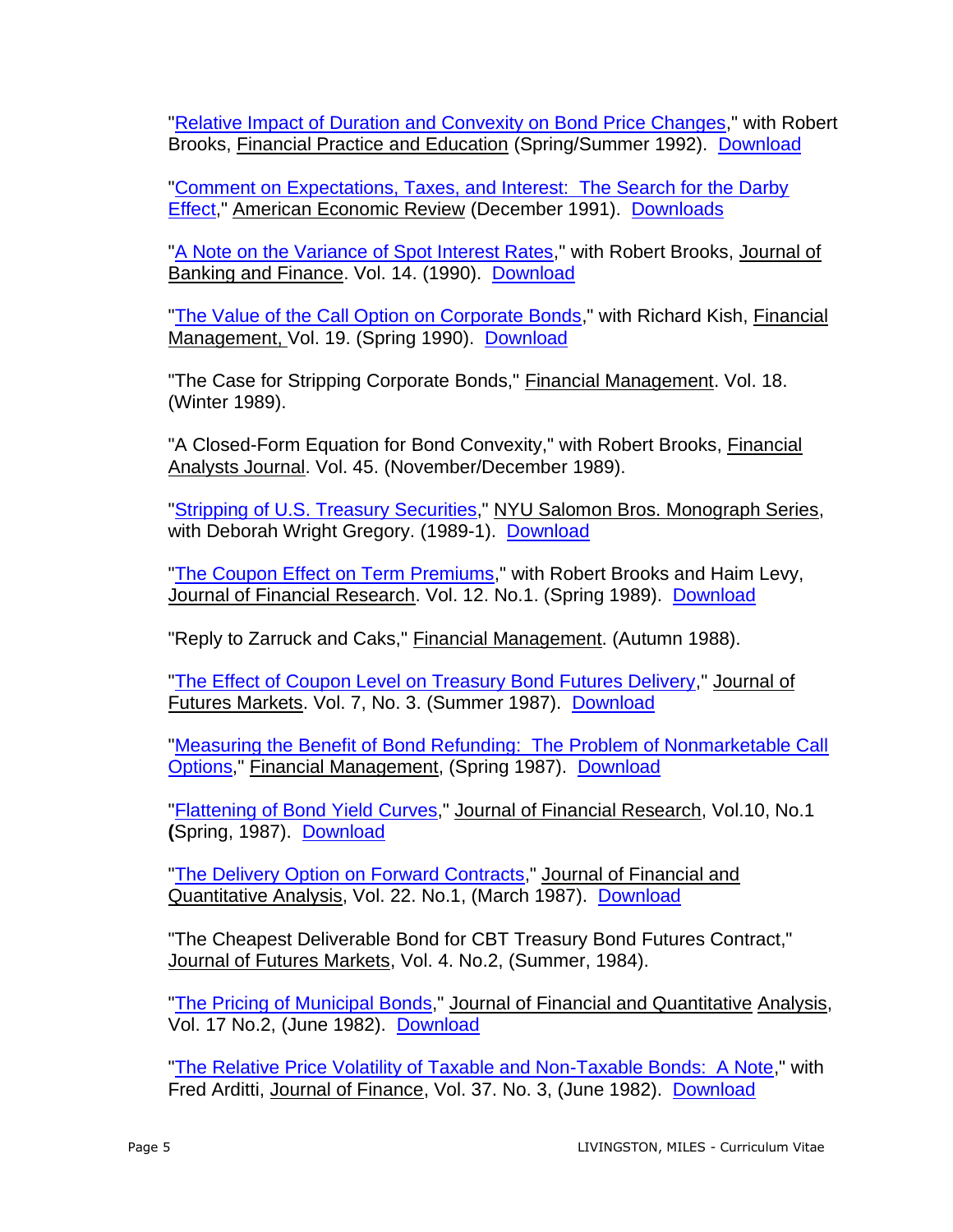"Relative Impact of Duration and Convexity on Bond Price Changes," with Robert Brooks, Financial Practice and Education (Spring/Summer 1992). Download

"Comment on Expectations, Taxes, and Interest: The Search for the Darby Effect," American Economic Review (December 1991). Downloads

"A Note on the Variance of Spot Interest Rates," with Robert Brooks, Journal of Banking and Finance. Vol. 14. (1990). Download

"The Value of the Call Option on Corporate Bonds," with Richard Kish, Financial Management, Vol. 19. (Spring 1990). Download

"The Case for Stripping Corporate Bonds," Financial Management. Vol. 18. (Winter 1989).

"A Closed-Form Equation for Bond Convexity," with Robert Brooks, Financial Analysts Journal. Vol. 45. (November/December 1989).

"Stripping of U.S. Treasury Securities," NYU Salomon Bros. Monograph Series, with Deborah Wright Gregory. (1989-1). Download

"The Coupon Effect on Term Premiums," with Robert Brooks and Haim Levy, Journal of Financial Research. Vol. 12. No.1. (Spring 1989). Download

"Reply to Zarruck and Caks," Financial Management. (Autumn 1988).

"The Effect of Coupon Level on Treasury Bond Futures Delivery," Journal of Futures Markets. Vol. 7, No. 3. (Summer 1987). Download

"Measuring the Benefit of Bond Refunding: The Problem of Nonmarketable Call Options," Financial Management, (Spring 1987). Download

"Flattening of Bond Yield Curves," Journal of Financial Research, Vol.10, No.1 (Spring, 1987). Download

"The Delivery Option on Forward Contracts," Journal of Financial and Quantitative Analysis, Vol. 22. No.1, (March 1987). Download

"The Cheapest Deliverable Bond for CBT Treasury Bond Futures Contract," Journal of Futures Markets, Vol. 4. No.2, (Summer, 1984).

"The Pricing of Municipal Bonds," Journal of Financial and Quantitative Analysis, Vol. 17 No.2, (June 1982). Download

"The Relative Price Volatility of Taxable and Non-Taxable Bonds: A Note," with Fred Arditti, Journal of Finance, Vol. 37. No. 3, (June 1982). Download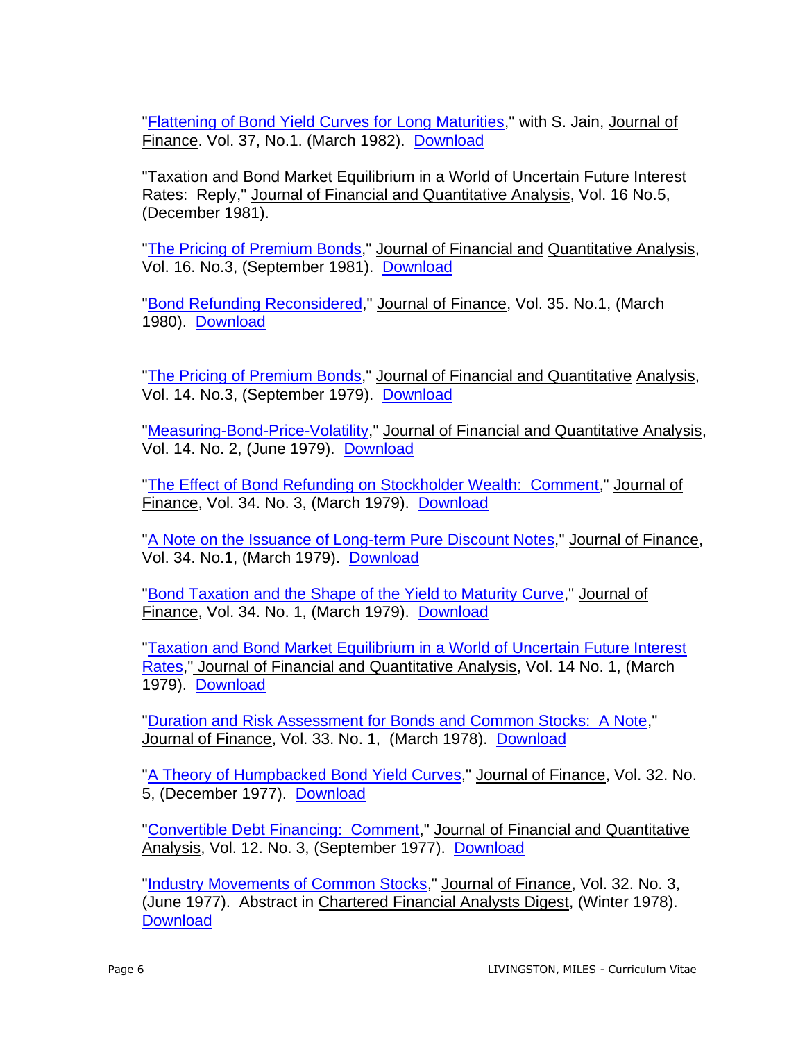"Flattening of Bond Yield Curves for Long Maturities," with S. Jain, Journal of Finance. Vol. 37, No.1. (March 1982). Download

"Taxation and Bond Market Equilibrium in a World of Uncertain Future Interest Rates: Reply," Journal of Financial and Quantitative Analysis, Vol. 16 No.5, (December 1981).

"The Pricing of Premium Bonds," Journal of Financial and Quantitative Analysis, Vol. 16. No.3, (September 1981). Download

"Bond Refunding Reconsidered," Journal of Finance, Vol. 35. No.1, (March 1980). Download

"The Pricing of Premium Bonds," Journal of Financial and Quantitative Analysis, Vol. 14. No.3, (September 1979). Download

"Measuring-Bond-Price-Volatility," Journal of Financial and Quantitative Analysis, Vol. 14. No. 2, (June 1979). Download

"The Effect of Bond Refunding on Stockholder Wealth: Comment," Journal of Finance, Vol. 34. No. 3, (March 1979). Download

"A Note on the Issuance of Long-term Pure Discount Notes," Journal of Finance, Vol. 34. No.1, (March 1979). Download

"Bond Taxation and the Shape of the Yield to Maturity Curve," Journal of Finance, Vol. 34. No. 1, (March 1979). Download

"Taxation and Bond Market Equilibrium in a World of Uncertain Future Interest Rates," Journal of Financial and Quantitative Analysis, Vol. 14 No. 1, (March 1979). Download

"Duration and Risk Assessment for Bonds and Common Stocks: A Note," Journal of Finance, Vol. 33. No. 1, (March 1978). Download

"A Theory of Humpbacked Bond Yield Curves," Journal of Finance, Vol. 32. No. 5, (December 1977). Download

"Convertible Debt Financing: Comment," Journal of Financial and Quantitative Analysis, Vol. 12. No. 3, (September 1977). Download

"Industry Movements of Common Stocks," Journal of Finance, Vol. 32. No. 3, (June 1977). Abstract in Chartered Financial Analysts Digest, (Winter 1978). Download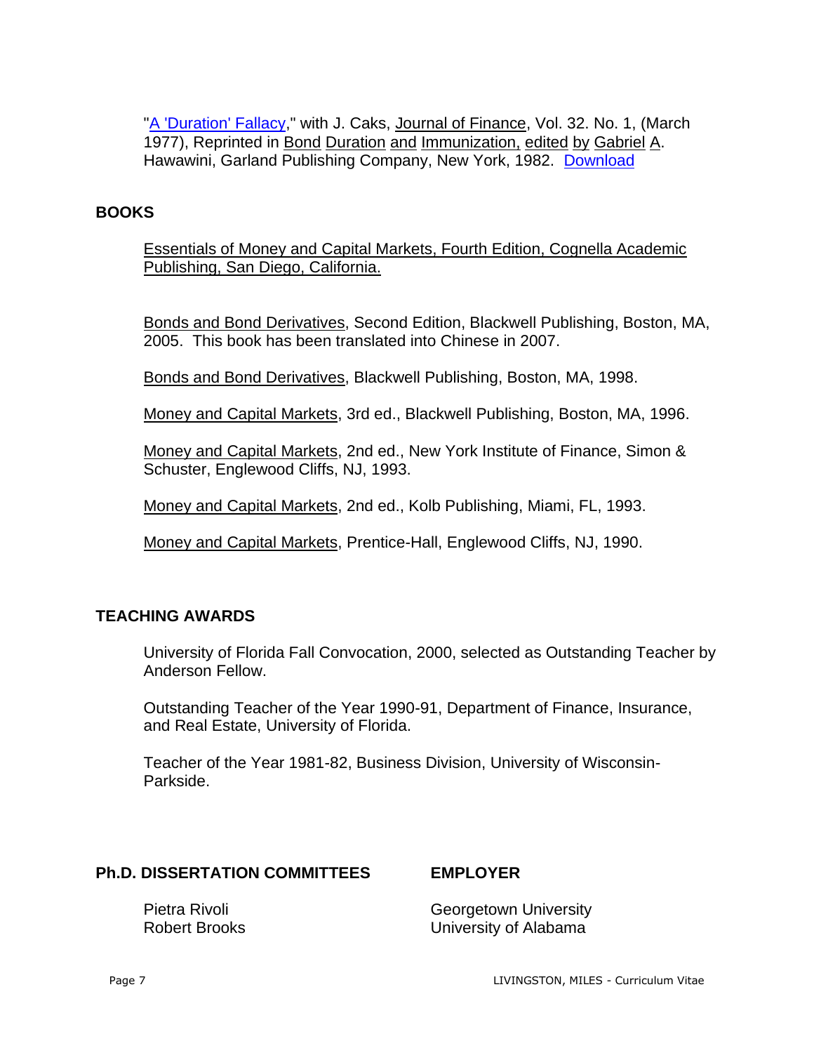"A 'Duration' Fallacy," with J. Caks, Journal of Finance, Vol. 32. No. 1, (March 1977), Reprinted in Bond Duration and Immunization, edited by Gabriel A. Hawawini, Garland Publishing Company, New York, 1982. Download

## BOOKS

Essentials of Money and Capital Markets, Fourth Edition, Cognella Academic Publishing, San Diego, California.

Bonds and Bond Derivatives, Second Edition, Blackwell Publishing, Boston, MA, 2005. This book has been translated into Chinese in 2007.

Bonds and Bond Derivatives, Blackwell Publishing, Boston, MA, 1998.

Money and Capital Markets, 3rd ed., Blackwell Publishing, Boston, MA, 1996.

Money and Capital Markets, 2nd ed., New York Institute of Finance, Simon & Schuster, Englewood Cliffs, NJ, 1993.

Money and Capital Markets, 2nd ed., Kolb Publishing, Miami, FL, 1993.

Money and Capital Markets, Prentice-Hall, Englewood Cliffs, NJ, 1990.

## TEACHING AWARDS

University of Florida Fall Convocation, 2000, selected as Outstanding Teacher by Anderson Fellow.

Outstanding Teacher of the Year 1990-91, Department of Finance, Insurance, and Real Estate, University of Florida.

Teacher of the Year 1981-82, Business Division, University of Wisconsin-Parkside.

| Ph.D. DISSERTATION COMMITTEES | EMPLOYER |
| --- | --- |
| Pietra Rivoli | Georgetown University |
| Robert Brooks | University of Alabama |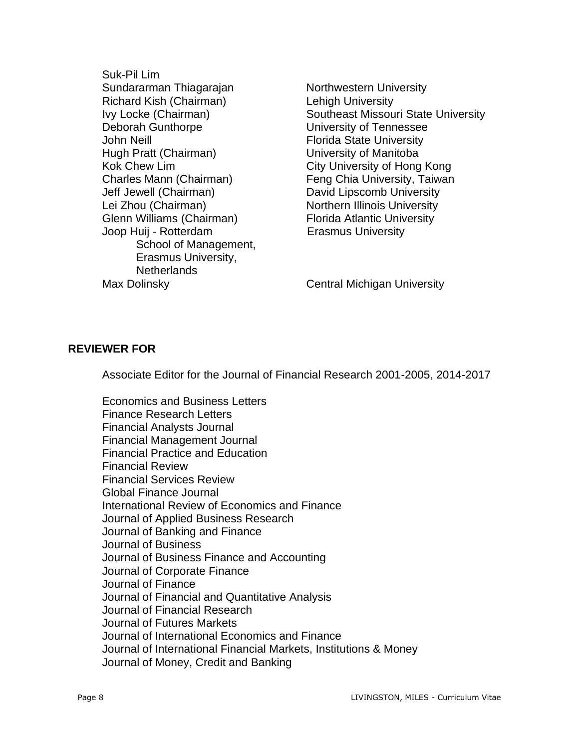| | |
|---|---|
| Suk-Pil Lim | |
| Sundararman Thiagarajan | Northwestern University |
| Richard Kish (Chairman) | Lehigh University |
| Ivy Locke (Chairman) | Southeast Missouri State University |
| Deborah Gunthorpe | University of Tennessee |
| John Neill | Florida State University |
| Hugh Pratt (Chairman) | University of Manitoba |
| Kok Chew Lim | City University of Hong Kong |
| Charles Mann (Chairman) | Feng Chia University, Taiwan |
| Jeff Jewell (Chairman) | David Lipscomb University |
| Lei Zhou (Chairman) | Northern Illinois University |
| Glenn Williams (Chairman) | Florida Atlantic University |
| Joop Huij - Rotterdam School of Management, Erasmus University, Netherlands | Erasmus University |
| Max Dolinsky | Central Michigan University |

## REVIEWER FOR

Associate Editor for the Journal of Financial Research 2001-2005, 2014-2017

Economics and Business Letters
Finance Research Letters
Financial Analysts Journal
Financial Management Journal
Financial Practice and Education
Financial Review
Financial Services Review
Global Finance Journal
International Review of Economics and Finance
Journal of Applied Business Research
Journal of Banking and Finance
Journal of Business
Journal of Business Finance and Accounting
Journal of Corporate Finance
Journal of Finance
Journal of Financial and Quantitative Analysis
Journal of Financial Research
Journal of Futures Markets
Journal of International Economics and Finance
Journal of International Financial Markets, Institutions & Money
Journal of Money, Credit and Banking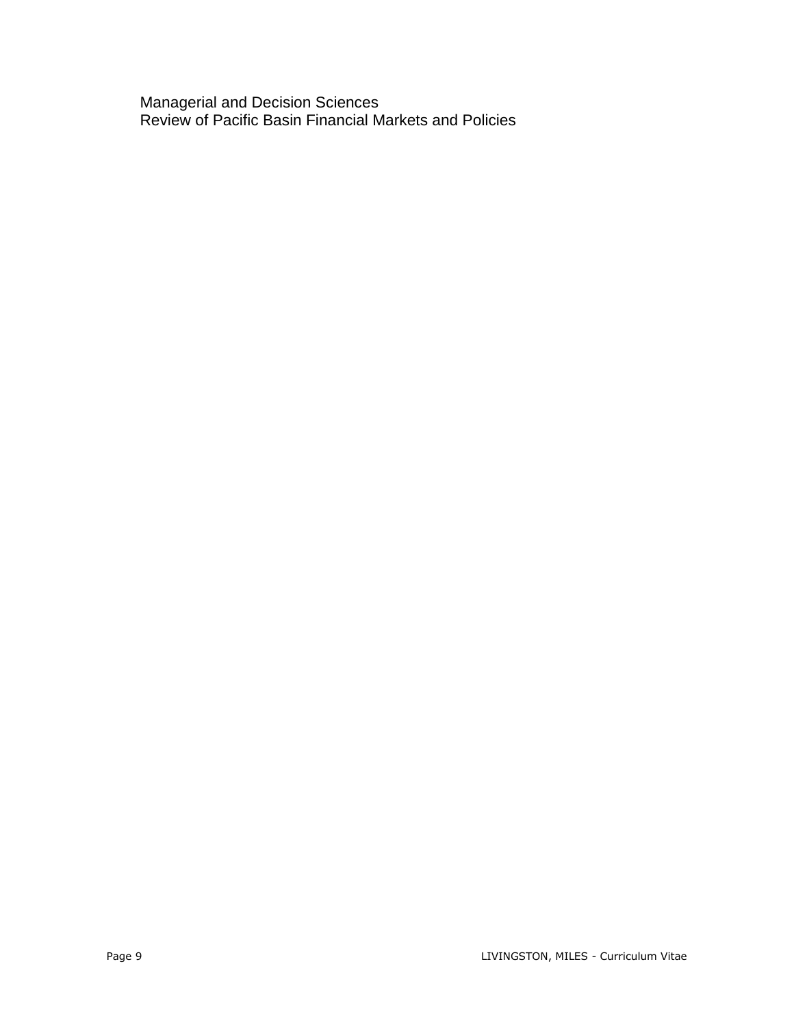Managerial and Decision Sciences
Review of Pacific Basin Financial Markets and Policies